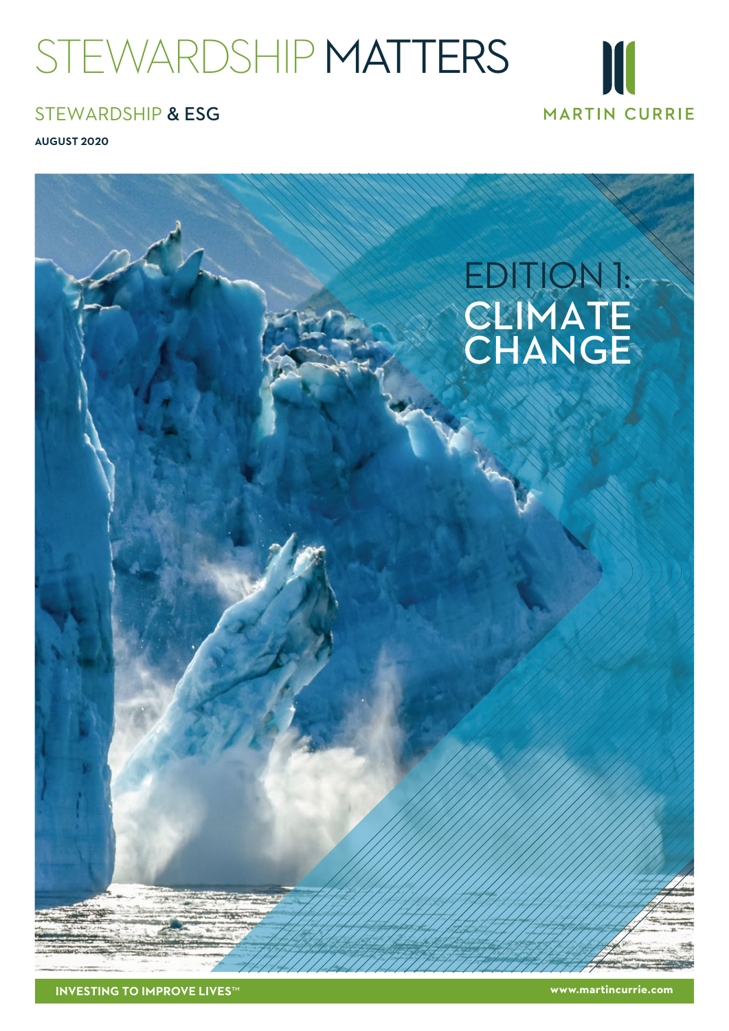# STEWARDSHIP MATTERS

MARTIN CURRIE

## STEWARDSHIP & ESG

**AUGUST 2020**

# EDITION 1: CLIMATE CHANGE

**INVESTING TO IMPROVE LIVES™**

**www.martincurrie.com**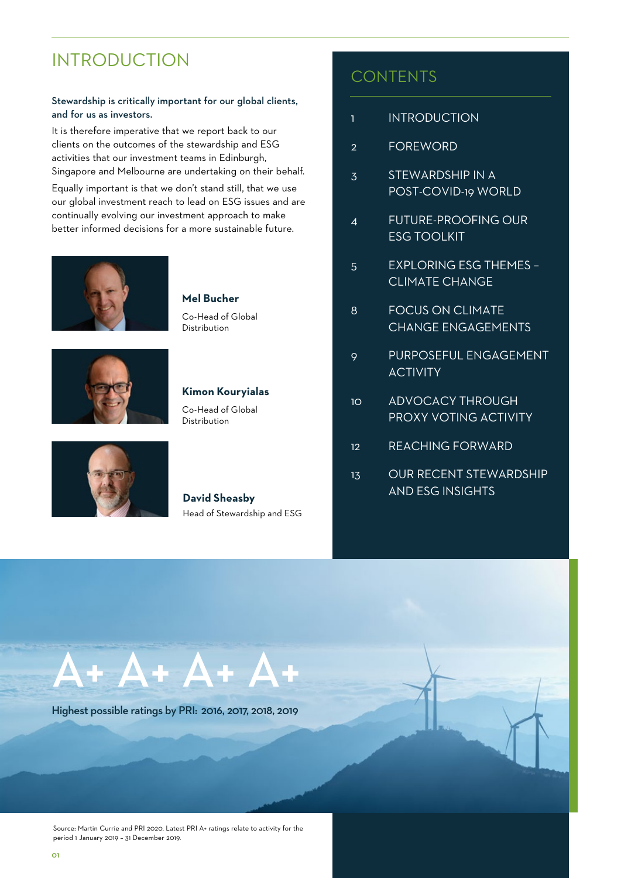# INTRODUCTION

**Stewardship is critically important for our global clients, and for us as investors.**

It is therefore imperative that we report back to our clients on the outcomes of the stewardship and ESG activities that our investment teams in Edinburgh, Singapore and Melbourne are undertaking on their behalf.

Equally important is that we don't stand still, that we use our global investment reach to lead on ESG issues and are continually evolving our investment approach to make better informed decisions for a more sustainable future.

**Mel Bucher**
Co-Head of Global Distribution

**Kimon Kouryialas**
Co-Head of Global Distribution

**David Sheasby**
Head of Stewardship and ESG

## CONTENTS

| | |
|---|---|
| 1 | INTRODUCTION |
| 2 | FOREWORD |
| 3 | STEWARDSHIP IN A POST-COVID-19 WORLD |
| 4 | FUTURE-PROOFING OUR ESG TOOLKIT |
| 5 | EXPLORING ESG THEMES – CLIMATE CHANGE |
| 8 | FOCUS ON CLIMATE CHANGE ENGAGEMENTS |
| 9 | PURPOSEFUL ENGAGEMENT ACTIVITY |
| 10 | ADVOCACY THROUGH PROXY VOTING ACTIVITY |
| 12 | REACHING FORWARD |
| 13 | OUR RECENT STEWARDSHIP AND ESG INSIGHTS |

# A+ A+ A+ A+

Highest possible ratings by PRI: 2016, 2017, 2018, 2019

Source: Martin Currie and PRI 2020. Latest PRI A+ ratings relate to activity for the period 1 January 2019 – 31 December 2019.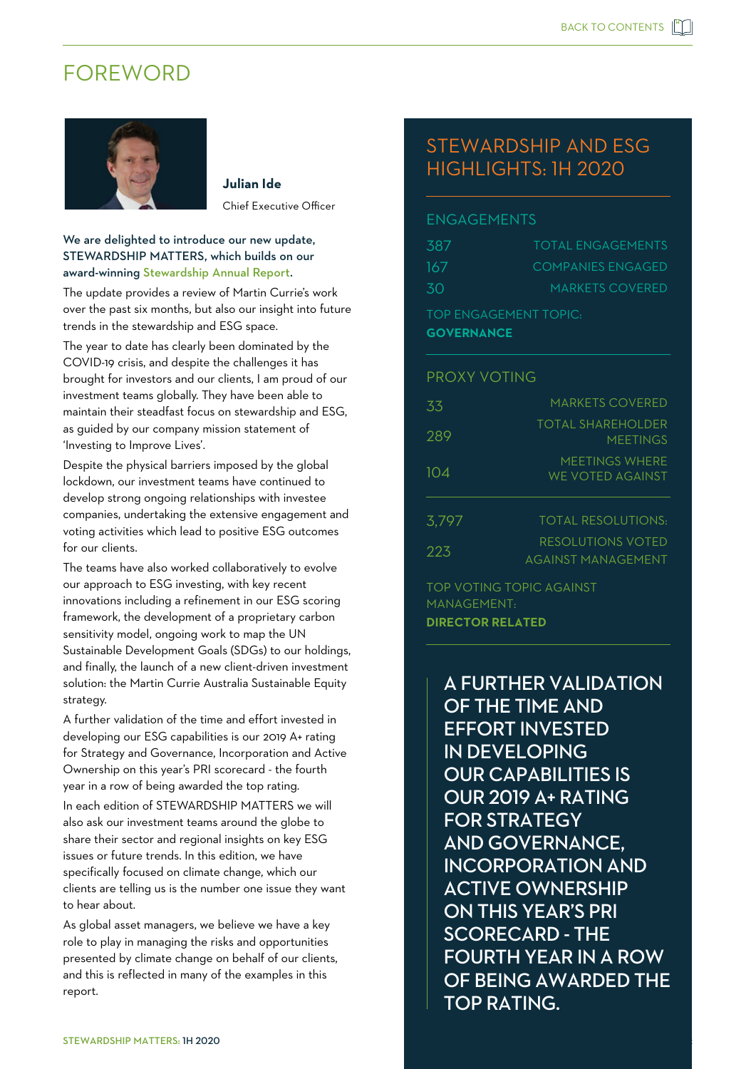# FOREWORD

**Julian Ide**

Chief Executive Officer

**We are delighted to introduce our new update, STEWARDSHIP MATTERS, which builds on our award-winning Stewardship Annual Report.**

The update provides a review of Martin Currie's work over the past six months, but also our insight into future trends in the stewardship and ESG space.

The year to date has clearly been dominated by the COVID-19 crisis, and despite the challenges it has brought for investors and our clients, I am proud of our investment teams globally. They have been able to maintain their steadfast focus on stewardship and ESG, as guided by our company mission statement of 'Investing to Improve Lives'.

Despite the physical barriers imposed by the global lockdown, our investment teams have continued to develop strong ongoing relationships with investee companies, undertaking the extensive engagement and voting activities which lead to positive ESG outcomes for our clients.

The teams have also worked collaboratively to evolve our approach to ESG investing, with key recent innovations including a refinement in our ESG scoring framework, the development of a proprietary carbon sensitivity model, ongoing work to map the UN Sustainable Development Goals (SDGs) to our holdings, and finally, the launch of a new client-driven investment solution: the Martin Currie Australia Sustainable Equity strategy.

A further validation of the time and effort invested in developing our ESG capabilities is our 2019 A+ rating for Strategy and Governance, Incorporation and Active Ownership on this year's PRI scorecard - the fourth year in a row of being awarded the top rating.

In each edition of STEWARDSHIP MATTERS we will also ask our investment teams around the globe to share their sector and regional insights on key ESG issues or future trends. In this edition, we have specifically focused on climate change, which our clients are telling us is the number one issue they want to hear about.

As global asset managers, we believe we have a key role to play in managing the risks and opportunities presented by climate change on behalf of our clients, and this is reflected in many of the examples in this report.

## STEWARDSHIP AND ESG HIGHLIGHTS: 1H 2020

### ENGAGEMENTS

| | |
|---|---|
| 387 | TOTAL ENGAGEMENTS |
| 167 | COMPANIES ENGAGED |
| 30 | MARKETS COVERED |

TOP ENGAGEMENT TOPIC:
**GOVERNANCE**

### PROXY VOTING

| | |
|---|---|
| 33 | MARKETS COVERED |
| 289 | TOTAL SHAREHOLDER MEETINGS |
| 104 | MEETINGS WHERE WE VOTED AGAINST |
| 3,797 | TOTAL RESOLUTIONS: |
| 223 | RESOLUTIONS VOTED AGAINST MANAGEMENT |

TOP VOTING TOPIC AGAINST MANAGEMENT:
**DIRECTOR RELATED**

**A FURTHER VALIDATION OF THE TIME AND EFFORT INVESTED IN DEVELOPING OUR CAPABILITIES IS OUR 2019 A+ RATING FOR STRATEGY AND GOVERNANCE, INCORPORATION AND ACTIVE OWNERSHIP ON THIS YEAR'S PRI SCORECARD - THE FOURTH YEAR IN A ROW OF BEING AWARDED THE TOP RATING.**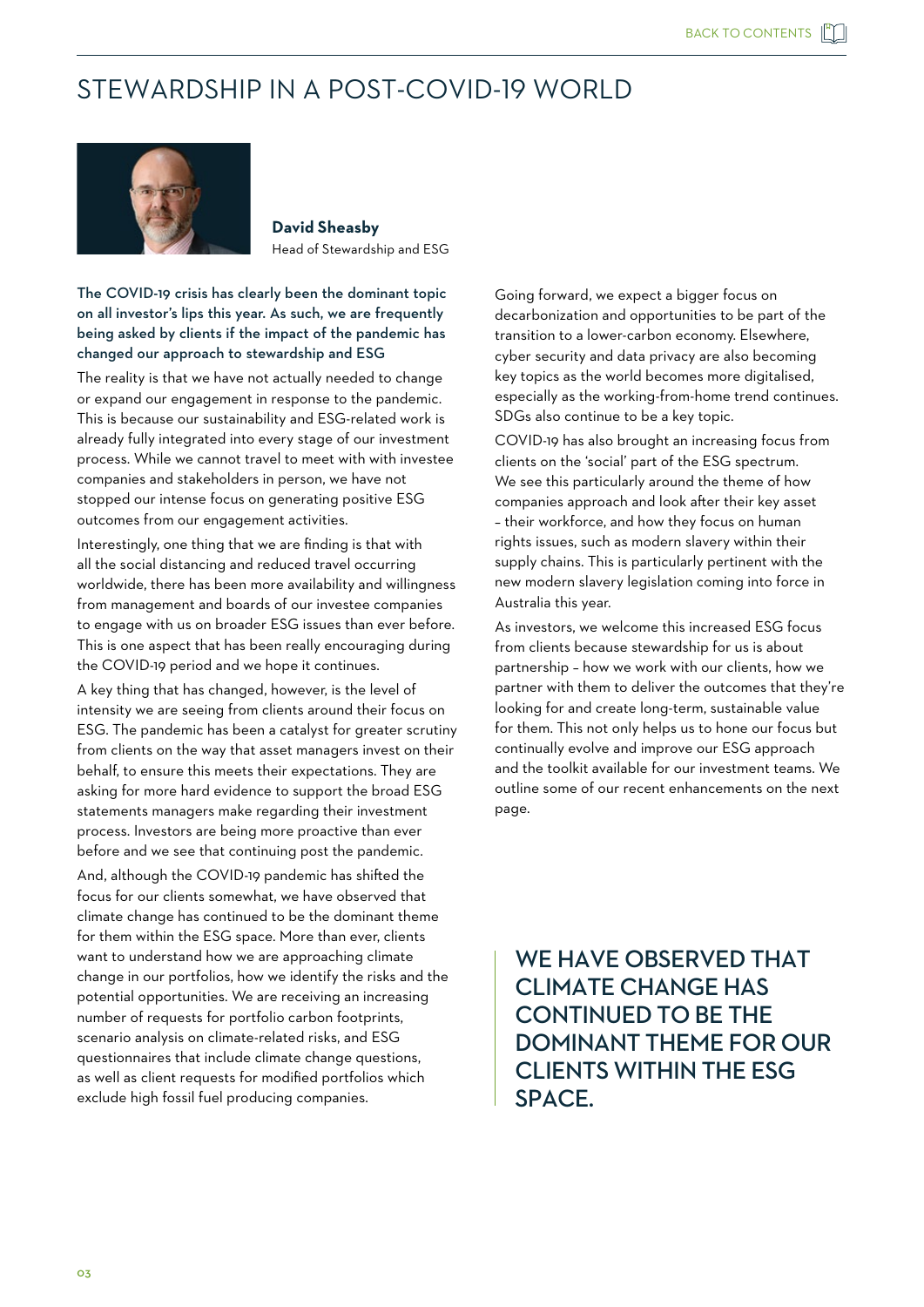# STEWARDSHIP IN A POST-COVID-19 WORLD

**David Sheasby**
Head of Stewardship and ESG

**The COVID-19 crisis has clearly been the dominant topic on all investor's lips this year. As such, we are frequently being asked by clients if the impact of the pandemic has changed our approach to stewardship and ESG**

The reality is that we have not actually needed to change or expand our engagement in response to the pandemic. This is because our sustainability and ESG-related work is already fully integrated into every stage of our investment process. While we cannot travel to meet with with investee companies and stakeholders in person, we have not stopped our intense focus on generating positive ESG outcomes from our engagement activities.

Interestingly, one thing that we are finding is that with all the social distancing and reduced travel occurring worldwide, there has been more availability and willingness from management and boards of our investee companies to engage with us on broader ESG issues than ever before. This is one aspect that has been really encouraging during the COVID-19 period and we hope it continues.

A key thing that has changed, however, is the level of intensity we are seeing from clients around their focus on ESG. The pandemic has been a catalyst for greater scrutiny from clients on the way that asset managers invest on their behalf, to ensure this meets their expectations. They are asking for more hard evidence to support the broad ESG statements managers make regarding their investment process. Investors are being more proactive than ever before and we see that continuing post the pandemic.

And, although the COVID-19 pandemic has shifted the focus for our clients somewhat, we have observed that climate change has continued to be the dominant theme for them within the ESG space. More than ever, clients want to understand how we are approaching climate change in our portfolios, how we identify the risks and the potential opportunities. We are receiving an increasing number of requests for portfolio carbon footprints, scenario analysis on climate-related risks, and ESG questionnaires that include climate change questions, as well as client requests for modified portfolios which exclude high fossil fuel producing companies.

Going forward, we expect a bigger focus on decarbonization and opportunities to be part of the transition to a lower-carbon economy. Elsewhere, cyber security and data privacy are also becoming key topics as the world becomes more digitalised, especially as the working-from-home trend continues. SDGs also continue to be a key topic.

COVID-19 has also brought an increasing focus from clients on the 'social' part of the ESG spectrum. We see this particularly around the theme of how companies approach and look after their key asset – their workforce, and how they focus on human rights issues, such as modern slavery within their supply chains. This is particularly pertinent with the new modern slavery legislation coming into force in Australia this year.

As investors, we welcome this increased ESG focus from clients because stewardship for us is about partnership – how we work with our clients, how we partner with them to deliver the outcomes that they're looking for and create long-term, sustainable value for them. This not only helps us to hone our focus but continually evolve and improve our ESG approach and the toolkit available for our investment teams. We outline some of our recent enhancements on the next page.

> WE HAVE OBSERVED THAT CLIMATE CHANGE HAS CONTINUED TO BE THE DOMINANT THEME FOR OUR CLIENTS WITHIN THE ESG SPACE.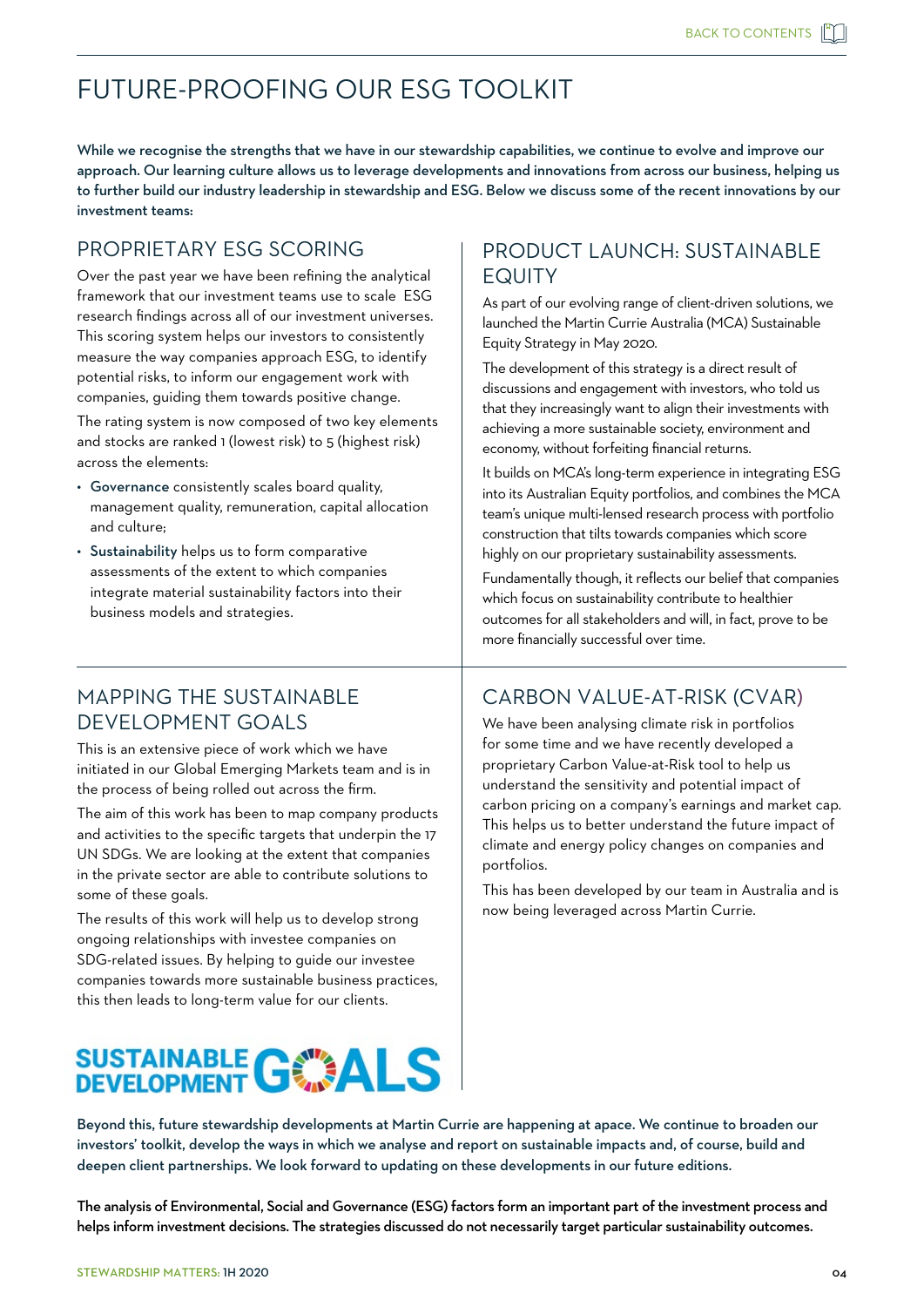# FUTURE-PROOFING OUR ESG TOOLKIT

**While we recognise the strengths that we have in our stewardship capabilities, we continue to evolve and improve our approach. Our learning culture allows us to leverage developments and innovations from across our business, helping us to further build our industry leadership in stewardship and ESG. Below we discuss some of the recent innovations by our investment teams:**

## PROPRIETARY ESG SCORING

Over the past year we have been refining the analytical framework that our investment teams use to scale ESG research findings across all of our investment universes. This scoring system helps our investors to consistently measure the way companies approach ESG, to identify potential risks, to inform our engagement work with companies, guiding them towards positive change.

The rating system is now composed of two key elements and stocks are ranked 1 (lowest risk) to 5 (highest risk) across the elements:

- Governance consistently scales board quality, management quality, remuneration, capital allocation and culture;
- Sustainability helps us to form comparative assessments of the extent to which companies integrate material sustainability factors into their business models and strategies.

## PRODUCT LAUNCH: SUSTAINABLE EQUITY

As part of our evolving range of client-driven solutions, we launched the Martin Currie Australia (MCA) Sustainable Equity Strategy in May 2020.

The development of this strategy is a direct result of discussions and engagement with investors, who told us that they increasingly want to align their investments with achieving a more sustainable society, environment and economy, without forfeiting financial returns.

It builds on MCA's long-term experience in integrating ESG into its Australian Equity portfolios, and combines the MCA team's unique multi-lensed research process with portfolio construction that tilts towards companies which score highly on our proprietary sustainability assessments.

Fundamentally though, it reflects our belief that companies which focus on sustainability contribute to healthier outcomes for all stakeholders and will, in fact, prove to be more financially successful over time.

## MAPPING THE SUSTAINABLE DEVELOPMENT GOALS

This is an extensive piece of work which we have initiated in our Global Emerging Markets team and is in the process of being rolled out across the firm.

The aim of this work has been to map company products and activities to the specific targets that underpin the 17 UN SDGs. We are looking at the extent that companies in the private sector are able to contribute solutions to some of these goals.

The results of this work will help us to develop strong ongoing relationships with investee companies on SDG-related issues. By helping to guide our investee companies towards more sustainable business practices, this then leads to long-term value for our clients.

SUSTAINABLE DEVELOPMENT GOALS

## CARBON VALUE-AT-RISK (CVAR)

We have been analysing climate risk in portfolios for some time and we have recently developed a proprietary Carbon Value-at-Risk tool to help us understand the sensitivity and potential impact of carbon pricing on a company's earnings and market cap. This helps us to better understand the future impact of climate and energy policy changes on companies and portfolios.

This has been developed by our team in Australia and is now being leveraged across Martin Currie.

**Beyond this, future stewardship developments at Martin Currie are happening at apace. We continue to broaden our investors' toolkit, develop the ways in which we analyse and report on sustainable impacts and, of course, build and deepen client partnerships. We look forward to updating on these developments in our future editions.**

**The analysis of Environmental, Social and Governance (ESG) factors form an important part of the investment process and helps inform investment decisions. The strategies discussed do not necessarily target particular sustainability outcomes.**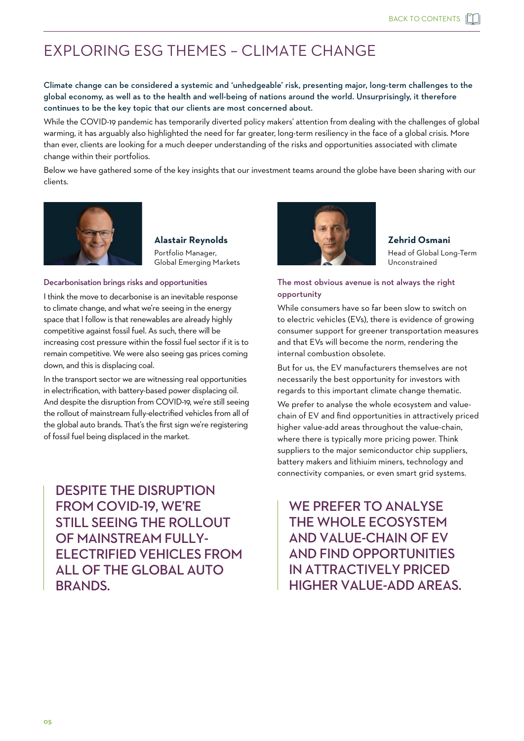# EXPLORING ESG THEMES – CLIMATE CHANGE

**Climate change can be considered a systemic and 'unhedgeable' risk, presenting major, long-term challenges to the global economy, as well as to the health and well-being of nations around the world. Unsurprisingly, it therefore continues to be the key topic that our clients are most concerned about.**

While the COVID-19 pandemic has temporarily diverted policy makers' attention from dealing with the challenges of global warming, it has arguably also highlighted the need for far greater, long-term resiliency in the face of a global crisis. More than ever, clients are looking for a much deeper understanding of the risks and opportunities associated with climate change within their portfolios.

Below we have gathered some of the key insights that our investment teams around the globe have been sharing with our clients.

**Alastair Reynolds**
Portfolio Manager,
Global Emerging Markets

### Decarbonisation brings risks and opportunities

I think the move to decarbonise is an inevitable response to climate change, and what we're seeing in the energy space that I follow is that renewables are already highly competitive against fossil fuel. As such, there will be increasing cost pressure within the fossil fuel sector if it is to remain competitive. We were also seeing gas prices coming down, and this is displacing coal.

In the transport sector we are witnessing real opportunities in electrification, with battery-based power displacing oil. And despite the disruption from COVID-19, we're still seeing the rollout of mainstream fully-electrified vehicles from all of the global auto brands. That's the first sign we're registering of fossil fuel being displaced in the market.

> DESPITE THE DISRUPTION FROM COVID-19, WE'RE STILL SEEING THE ROLLOUT OF MAINSTREAM FULLY-ELECTRIFIED VEHICLES FROM ALL OF THE GLOBAL AUTO BRANDS.

**Zehrid Osmani**
Head of Global Long-Term Unconstrained

### The most obvious avenue is not always the right opportunity

While consumers have so far been slow to switch on to electric vehicles (EVs), there is evidence of growing consumer support for greener transportation measures and that EVs will become the norm, rendering the internal combustion obsolete.

But for us, the EV manufacturers themselves are not necessarily the best opportunity for investors with regards to this important climate change thematic.

We prefer to analyse the whole ecosystem and value-chain of EV and find opportunities in attractively priced higher value-add areas throughout the value-chain, where there is typically more pricing power. Think suppliers to the major semiconductor chip suppliers, battery makers and lithiuim miners, technology and connectivity companies, or even smart grid systems.

> WE PREFER TO ANALYSE THE WHOLE ECOSYSTEM AND VALUE-CHAIN OF EV AND FIND OPPORTUNITIES IN ATTRACTIVELY PRICED HIGHER VALUE-ADD AREAS.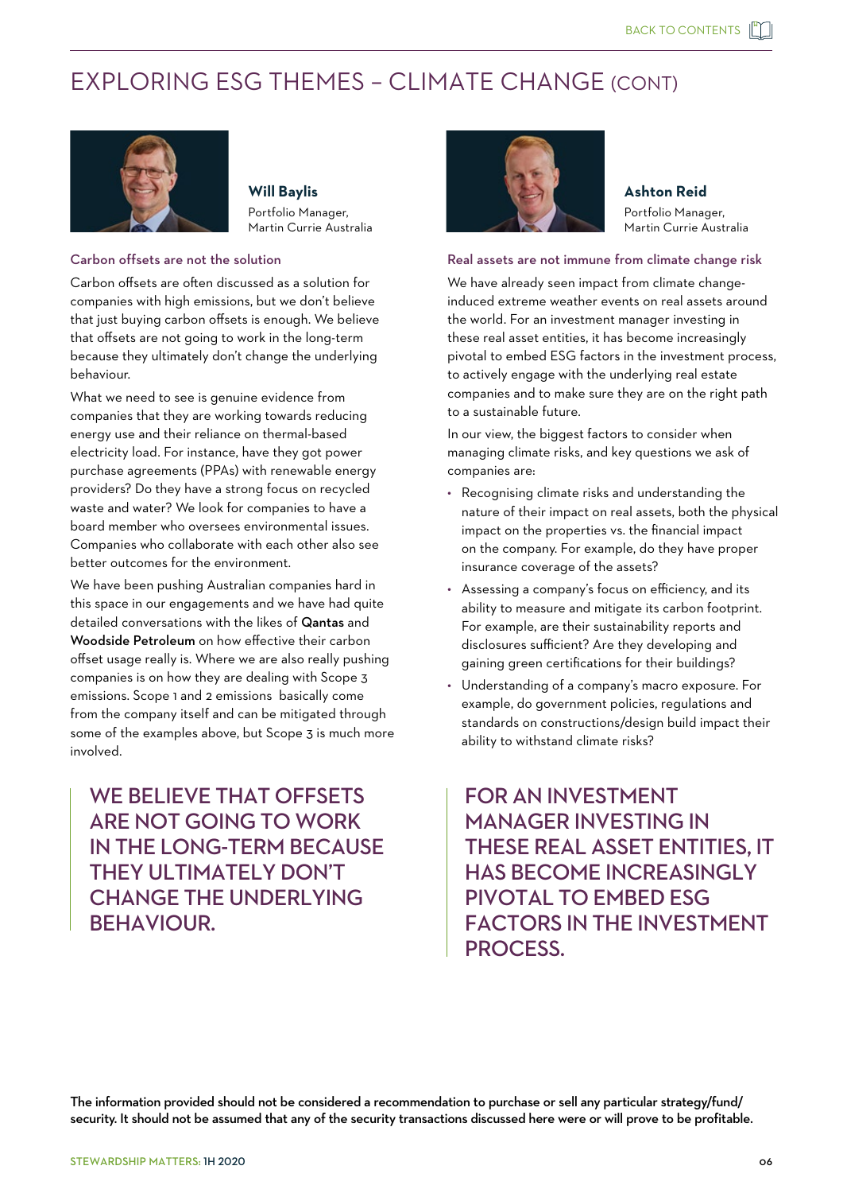# EXPLORING ESG THEMES – CLIMATE CHANGE (CONT)

**Will Baylis**
Portfolio Manager,
Martin Currie Australia

### Carbon offsets are not the solution

Carbon offsets are often discussed as a solution for companies with high emissions, but we don't believe that just buying carbon offsets is enough. We believe that offsets are not going to work in the long-term because they ultimately don't change the underlying behaviour.

What we need to see is genuine evidence from companies that they are working towards reducing energy use and their reliance on thermal-based electricity load. For instance, have they got power purchase agreements (PPAs) with renewable energy providers? Do they have a strong focus on recycled waste and water? We look for companies to have a board member who oversees environmental issues. Companies who collaborate with each other also see better outcomes for the environment.

We have been pushing Australian companies hard in this space in our engagements and we have had quite detailed conversations with the likes of **Qantas** and **Woodside Petroleum** on how effective their carbon offset usage really is. Where we are also really pushing companies is on how they are dealing with Scope 3 emissions. Scope 1 and 2 emissions basically come from the company itself and can be mitigated through some of the examples above, but Scope 3 is much more involved.

> WE BELIEVE THAT OFFSETS ARE NOT GOING TO WORK IN THE LONG-TERM BECAUSE THEY ULTIMATELY DON'T CHANGE THE UNDERLYING BEHAVIOUR.

**Ashton Reid**
Portfolio Manager,
Martin Currie Australia

### Real assets are not immune from climate change risk

We have already seen impact from climate change-induced extreme weather events on real assets around the world. For an investment manager investing in these real asset entities, it has become increasingly pivotal to embed ESG factors in the investment process, to actively engage with the underlying real estate companies and to make sure they are on the right path to a sustainable future.

In our view, the biggest factors to consider when managing climate risks, and key questions we ask of companies are:

- Recognising climate risks and understanding the nature of their impact on real assets, both the physical impact on the properties vs. the financial impact on the company. For example, do they have proper insurance coverage of the assets?
- Assessing a company's focus on efficiency, and its ability to measure and mitigate its carbon footprint. For example, are their sustainability reports and disclosures sufficient? Are they developing and gaining green certifications for their buildings?
- Understanding of a company's macro exposure. For example, do government policies, regulations and standards on constructions/design build impact their ability to withstand climate risks?

> FOR AN INVESTMENT MANAGER INVESTING IN THESE REAL ASSET ENTITIES, IT HAS BECOME INCREASINGLY PIVOTAL TO EMBED ESG FACTORS IN THE INVESTMENT PROCESS.

**The information provided should not be considered a recommendation to purchase or sell any particular strategy/fund/security. It should not be assumed that any of the security transactions discussed here were or will prove to be profitable.**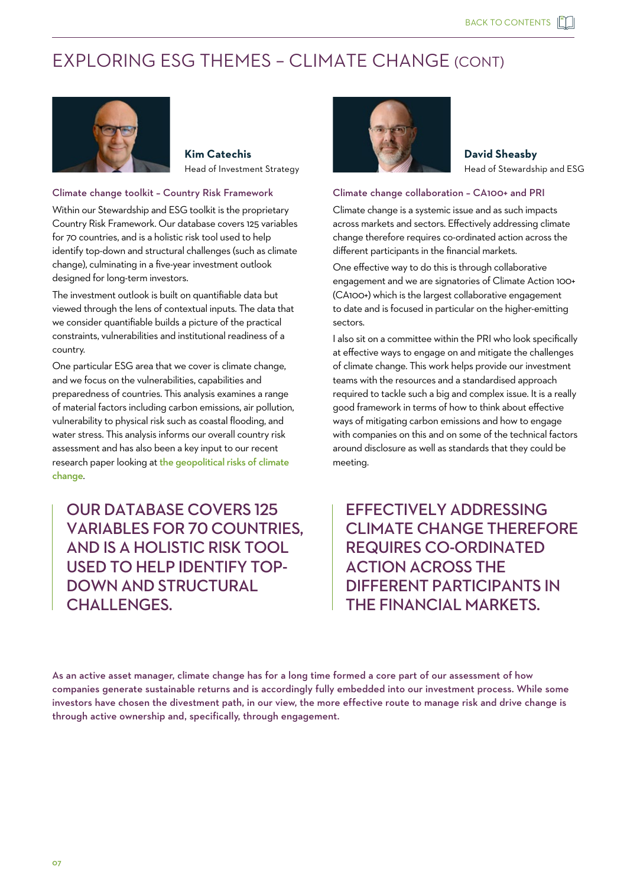# EXPLORING ESG THEMES – CLIMATE CHANGE (CONT)

**Kim Catechis**
Head of Investment Strategy

### Climate change toolkit – Country Risk Framework

Within our Stewardship and ESG toolkit is the proprietary Country Risk Framework. Our database covers 125 variables for 70 countries, and is a holistic risk tool used to help identify top-down and structural challenges (such as climate change), culminating in a five-year investment outlook designed for long-term investors.

The investment outlook is built on quantifiable data but viewed through the lens of contextual inputs. The data that we consider quantifiable builds a picture of the practical constraints, vulnerabilities and institutional readiness of a country.

One particular ESG area that we cover is climate change, and we focus on the vulnerabilities, capabilities and preparedness of countries. This analysis examines a range of material factors including carbon emissions, air pollution, vulnerability to physical risk such as coastal flooding, and water stress. This analysis informs our overall country risk assessment and has also been a key input to our recent research paper looking at the geopolitical risks of climate change.

> OUR DATABASE COVERS 125 VARIABLES FOR 70 COUNTRIES, AND IS A HOLISTIC RISK TOOL USED TO HELP IDENTIFY TOP-DOWN AND STRUCTURAL CHALLENGES.

**David Sheasby**
Head of Stewardship and ESG

### Climate change collaboration – CA100+ and PRI

Climate change is a systemic issue and as such impacts across markets and sectors. Effectively addressing climate change therefore requires co-ordinated action across the different participants in the financial markets.

One effective way to do this is through collaborative engagement and we are signatories of Climate Action 100+ (CA100+) which is the largest collaborative engagement to date and is focused in particular on the higher-emitting sectors.

I also sit on a committee within the PRI who look specifically at effective ways to engage on and mitigate the challenges of climate change. This work helps provide our investment teams with the resources and a standardised approach required to tackle such a big and complex issue. It is a really good framework in terms of how to think about effective ways of mitigating carbon emissions and how to engage with companies on this and on some of the technical factors around disclosure as well as standards that they could be meeting.

> EFFECTIVELY ADDRESSING CLIMATE CHANGE THEREFORE REQUIRES CO-ORDINATED ACTION ACROSS THE DIFFERENT PARTICIPANTS IN THE FINANCIAL MARKETS.

As an active asset manager, climate change has for a long time formed a core part of our assessment of how companies generate sustainable returns and is accordingly fully embedded into our investment process. While some investors have chosen the divestment path, in our view, the more effective route to manage risk and drive change is through active ownership and, specifically, through engagement.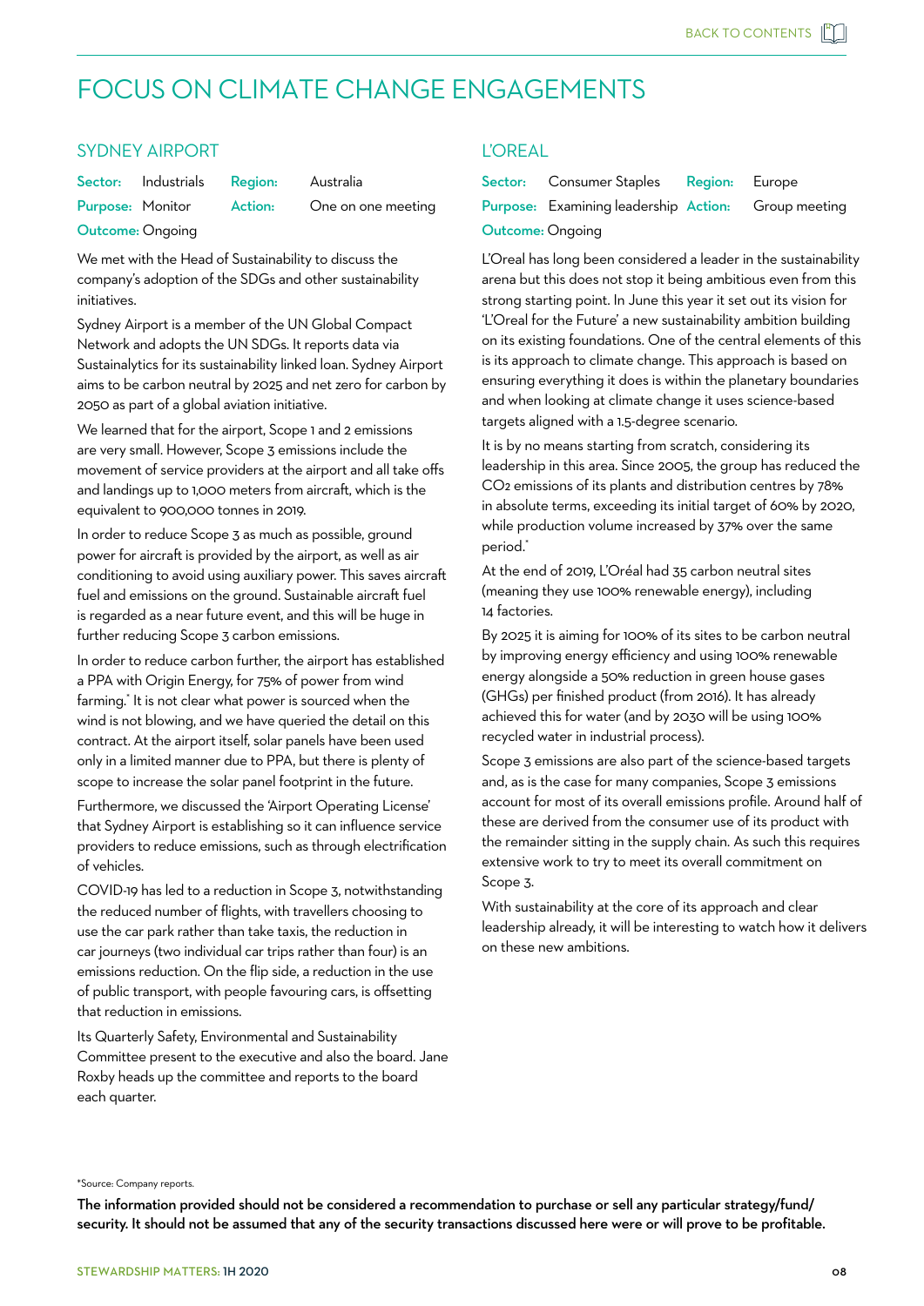# FOCUS ON CLIMATE CHANGE ENGAGEMENTS

## SYDNEY AIRPORT

**Sector:** Industrials **Region:** Australia
**Purpose:** Monitor **Action:** One on one meeting
**Outcome:** Ongoing

We met with the Head of Sustainability to discuss the company's adoption of the SDGs and other sustainability initiatives.

Sydney Airport is a member of the UN Global Compact Network and adopts the UN SDGs. It reports data via Sustainalytics for its sustainability linked loan. Sydney Airport aims to be carbon neutral by 2025 and net zero for carbon by 2050 as part of a global aviation initiative.

We learned that for the airport, Scope 1 and 2 emissions are very small. However, Scope 3 emissions include the movement of service providers at the airport and all take offs and landings up to 1,000 meters from aircraft, which is the equivalent to 900,000 tonnes in 2019.

In order to reduce Scope 3 as much as possible, ground power for aircraft is provided by the airport, as well as air conditioning to avoid using auxiliary power. This saves aircraft fuel and emissions on the ground. Sustainable aircraft fuel is regarded as a near future event, and this will be huge in further reducing Scope 3 carbon emissions.

In order to reduce carbon further, the airport has established a PPA with Origin Energy, for 75% of power from wind farming.* It is not clear what power is sourced when the wind is not blowing, and we have queried the detail on this contract. At the airport itself, solar panels have been used only in a limited manner due to PPA, but there is plenty of scope to increase the solar panel footprint in the future.

Furthermore, we discussed the 'Airport Operating License' that Sydney Airport is establishing so it can influence service providers to reduce emissions, such as through electrification of vehicles.

COVID-19 has led to a reduction in Scope 3, notwithstanding the reduced number of flights, with travellers choosing to use the car park rather than take taxis, the reduction in car journeys (two individual car trips rather than four) is an emissions reduction. On the flip side, a reduction in the use of public transport, with people favouring cars, is offsetting that reduction in emissions.

Its Quarterly Safety, Environmental and Sustainability Committee present to the executive and also the board. Jane Roxby heads up the committee and reports to the board each quarter.

## L'OREAL

**Sector:** Consumer Staples **Region:** Europe
**Purpose:** Examining leadership **Action:** Group meeting
**Outcome:** Ongoing

L'Oreal has long been considered a leader in the sustainability arena but this does not stop it being ambitious even from this strong starting point. In June this year it set out its vision for 'L'Oreal for the Future' a new sustainability ambition building on its existing foundations. One of the central elements of this is its approach to climate change. This approach is based on ensuring everything it does is within the planetary boundaries and when looking at climate change it uses science-based targets aligned with a 1.5-degree scenario.

It is by no means starting from scratch, considering its leadership in this area. Since 2005, the group has reduced the $CO_2$ emissions of its plants and distribution centres by 78% in absolute terms, exceeding its initial target of 60% by 2020, while production volume increased by 37% over the same period.*

At the end of 2019, L'Oréal had 35 carbon neutral sites (meaning they use 100% renewable energy), including 14 factories.

By 2025 it is aiming for 100% of its sites to be carbon neutral by improving energy efficiency and using 100% renewable energy alongside a 50% reduction in green house gases (GHGs) per finished product (from 2016). It has already achieved this for water (and by 2030 will be using 100% recycled water in industrial process).

Scope 3 emissions are also part of the science-based targets and, as is the case for many companies, Scope 3 emissions account for most of its overall emissions profile. Around half of these are derived from the consumer use of its product with the remainder sitting in the supply chain. As such this requires extensive work to try to meet its overall commitment on Scope 3.

With sustainability at the core of its approach and clear leadership already, it will be interesting to watch how it delivers on these new ambitions.

*Source: Company reports.

**The information provided should not be considered a recommendation to purchase or sell any particular strategy/fund/security. It should not be assumed that any of the security transactions discussed here were or will prove to be profitable.**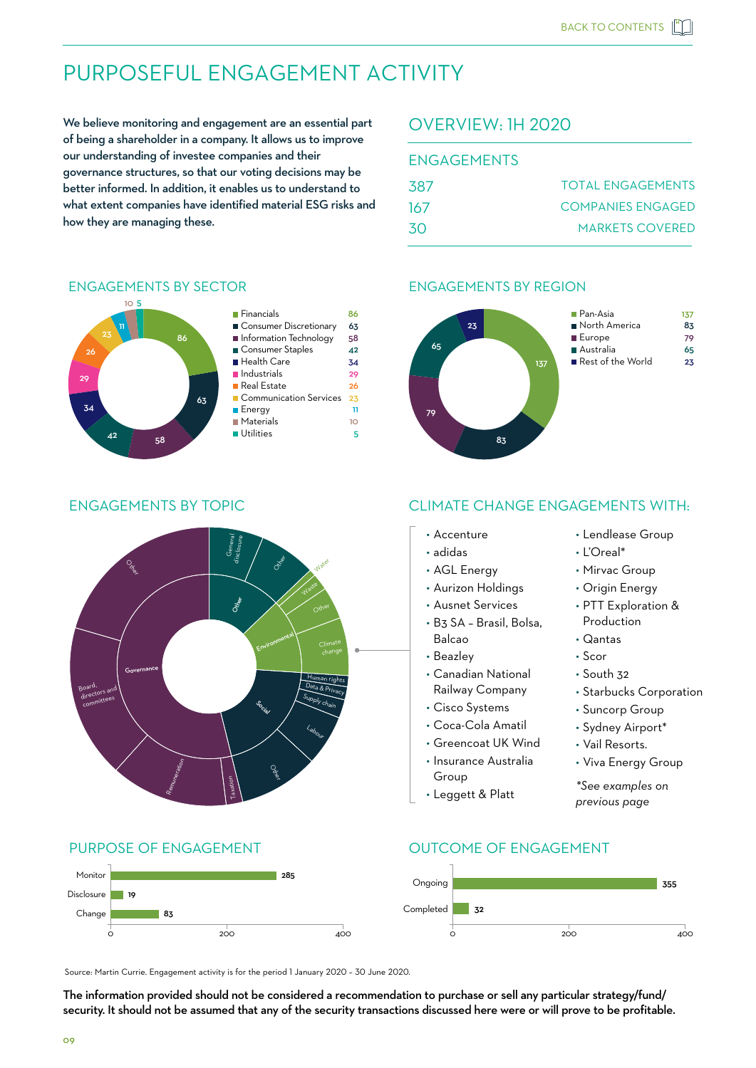# PURPOSEFUL ENGAGEMENT ACTIVITY

**We believe monitoring and engagement are an essential part of being a shareholder in a company. It allows us to improve our understanding of investee companies and their governance structures, so that our voting decisions may be better informed. In addition, it enables us to understand to what extent companies have identified material ESG risks and how they are managing these.**

## OVERVIEW: 1H 2020

### ENGAGEMENTS

| | |
|---|---|
| 387 | TOTAL ENGAGEMENTS |
| 167 | COMPANIES ENGAGED |
| 30 | MARKETS COVERED |

### ENGAGEMENTS BY SECTOR

| Sector | Engagements |
|---|---|
| Financials | 86 |
| Consumer Discretionary | 63 |
| Information Technology | 58 |
| Consumer Staples | 42 |
| Health Care | 34 |
| Industrials | 29 |
| Real Estate | 26 |
| Communication Services | 23 |
| Energy | 11 |
| Materials | 10 |
| Utilities | 5 |

### ENGAGEMENTS BY REGION

| Region | Engagements |
|---|---|
| Pan-Asia | 137 |
| North America | 83 |
| Europe | 79 |
| Australia | 65 |
| Rest of the World | 23 |

### ENGAGEMENTS BY TOPIC

- Governance: General disclosure, Other, Board, directors and committees, Remuneration, Taxation
- Environmental: Water, Waste, Other, Climate change
- Social: Human rights, Data & Privacy, Supply chain, Labour, Other
- Other

### CLIMATE CHANGE ENGAGEMENTS WITH:

- Accenture
- adidas
- AGL Energy
- Aurizon Holdings
- Ausnet Services
- B3 SA – Brasil, Bolsa, Balcao
- Beazley
- Canadian National Railway Company
- Cisco Systems
- Coca-Cola Amatil
- Greencoat UK Wind
- Insurance Australia Group
- Leggett & Platt
- Lendlease Group
- L'Oreal*
- Mirvac Group
- Origin Energy
- PTT Exploration & Production
- Qantas
- Scor
- South 32
- Starbucks Corporation
- Suncorp Group
- Sydney Airport*
- Vail Resorts.
- Viva Energy Group

*\*See examples on previous page*

### PURPOSE OF ENGAGEMENT

| Purpose | Engagements |
|---|---|
| Monitor | 285 |
| Disclosure | 19 |
| Change | 83 |

### OUTCOME OF ENGAGEMENT

| Outcome | Engagements |
|---|---|
| Ongoing | 355 |
| Completed | 32 |

Source: Martin Currie. Engagement activity is for the period 1 January 2020 – 30 June 2020.

**The information provided should not be considered a recommendation to purchase or sell any particular strategy/fund/security. It should not be assumed that any of the security transactions discussed here were or will prove to be profitable.**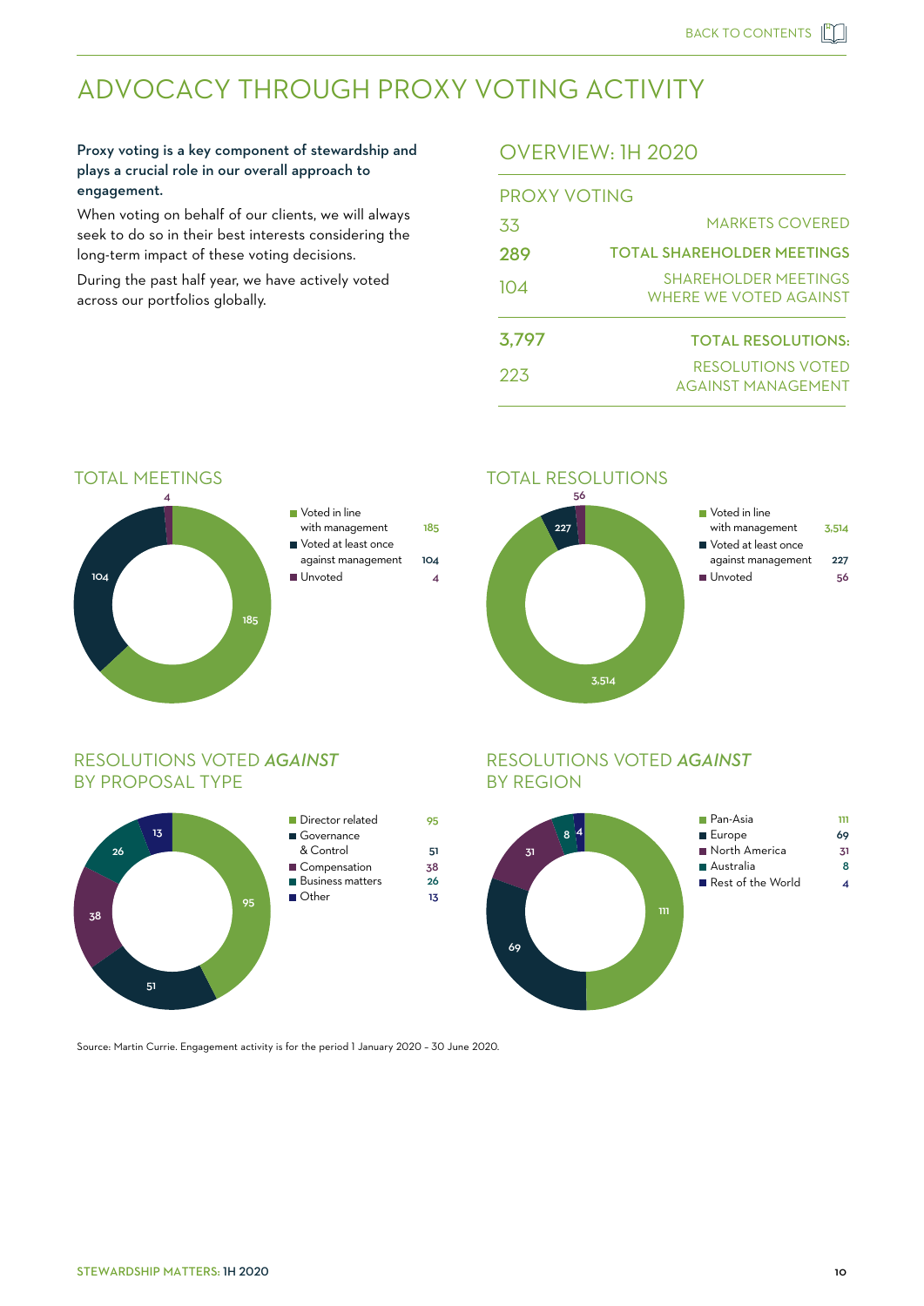# ADVOCACY THROUGH PROXY VOTING ACTIVITY

**Proxy voting is a key component of stewardship and plays a crucial role in our overall approach to engagement.**

When voting on behalf of our clients, we will always seek to do so in their best interests considering the long-term impact of these voting decisions.

During the past half year, we have actively voted across our portfolios globally.

## OVERVIEW: 1H 2020

### PROXY VOTING

| | |
|---|---|
| 33 | MARKETS COVERED |
| **289** | **TOTAL SHAREHOLDER MEETINGS** |
| 104 | SHAREHOLDER MEETINGS WHERE WE VOTED AGAINST |
| **3,797** | **TOTAL RESOLUTIONS:** |
| 223 | RESOLUTIONS VOTED AGAINST MANAGEMENT |

## TOTAL MEETINGS

| | |
|---|---|
| Voted in line with management | 185 |
| Voted at least once against management | 104 |
| Unvoted | 4 |

## TOTAL RESOLUTIONS

| | |
|---|---|
| Voted in line with management | 3,514 |
| Voted at least once against management | 227 |
| Unvoted | 56 |

## RESOLUTIONS VOTED *AGAINST* BY PROPOSAL TYPE

| | |
|---|---|
| Director related | 95 |
| Governance & Control | 51 |
| Compensation | 38 |
| Business matters | 26 |
| Other | 13 |

## RESOLUTIONS VOTED *AGAINST* BY REGION

| | |
|---|---|
| Pan-Asia | 111 |
| Europe | 69 |
| North America | 31 |
| Australia | 8 |
| Rest of the World | 4 |

Source: Martin Currie. Engagement activity is for the period 1 January 2020 – 30 June 2020.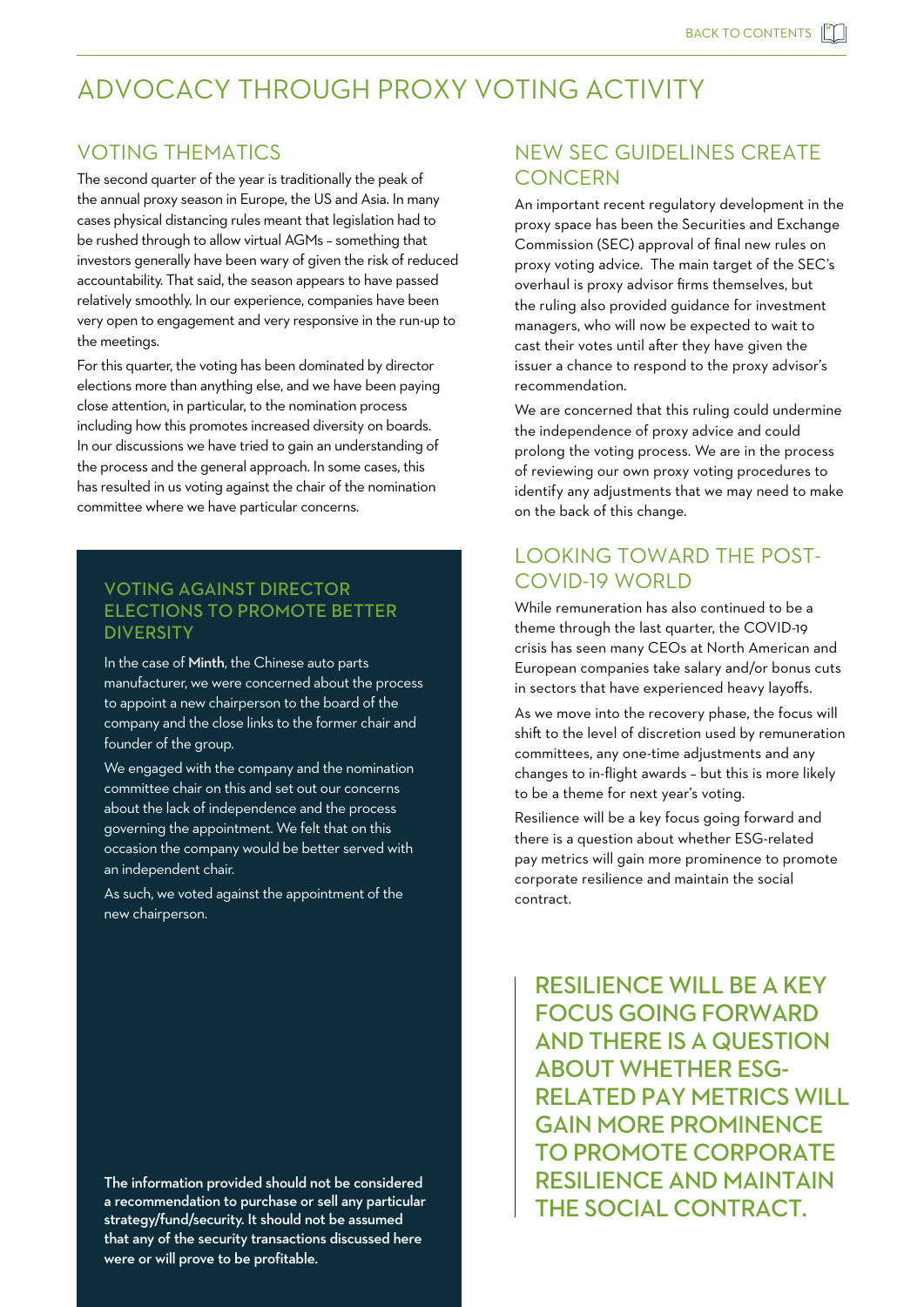# ADVOCACY THROUGH PROXY VOTING ACTIVITY

## VOTING THEMATICS

The second quarter of the year is traditionally the peak of the annual proxy season in Europe, the US and Asia. In many cases physical distancing rules meant that legislation had to be rushed through to allow virtual AGMs – something that investors generally have been wary of given the risk of reduced accountability. That said, the season appears to have passed relatively smoothly. In our experience, companies have been very open to engagement and very responsive in the run-up to the meetings.

For this quarter, the voting has been dominated by director elections more than anything else, and we have been paying close attention, in particular, to the nomination process including how this promotes increased diversity on boards. In our discussions we have tried to gain an understanding of the process and the general approach. In some cases, this has resulted in us voting against the chair of the nomination committee where we have particular concerns.

### VOTING AGAINST DIRECTOR ELECTIONS TO PROMOTE BETTER DIVERSITY

In the case of **Minth**, the Chinese auto parts manufacturer, we were concerned about the process to appoint a new chairperson to the board of the company and the close links to the former chair and founder of the group.

We engaged with the company and the nomination committee chair on this and set out our concerns about the lack of independence and the process governing the appointment. We felt that on this occasion the company would be better served with an independent chair.

As such, we voted against the appointment of the new chairperson.

**The information provided should not be considered a recommendation to purchase or sell any particular strategy/fund/security. It should not be assumed that any of the security transactions discussed here were or will prove to be profitable.**

## NEW SEC GUIDELINES CREATE CONCERN

An important recent regulatory development in the proxy space has been the Securities and Exchange Commission (SEC) approval of final new rules on proxy voting advice. The main target of the SEC's overhaul is proxy advisor firms themselves, but the ruling also provided guidance for investment managers, who will now be expected to wait to cast their votes until after they have given the issuer a chance to respond to the proxy advisor's recommendation.

We are concerned that this ruling could undermine the independence of proxy advice and could prolong the voting process. We are in the process of reviewing our own proxy voting procedures to identify any adjustments that we may need to make on the back of this change.

## LOOKING TOWARD THE POST-COVID-19 WORLD

While remuneration has also continued to be a theme through the last quarter, the COVID-19 crisis has seen many CEOs at North American and European companies take salary and/or bonus cuts in sectors that have experienced heavy layoffs.

As we move into the recovery phase, the focus will shift to the level of discretion used by remuneration committees, any one-time adjustments and any changes to in-flight awards – but this is more likely to be a theme for next year's voting.

Resilience will be a key focus going forward and there is a question about whether ESG-related pay metrics will gain more prominence to promote corporate resilience and maintain the social contract.

> **RESILIENCE WILL BE A KEY FOCUS GOING FORWARD AND THERE IS A QUESTION ABOUT WHETHER ESG-RELATED PAY METRICS WILL GAIN MORE PROMINENCE TO PROMOTE CORPORATE RESILIENCE AND MAINTAIN THE SOCIAL CONTRACT.**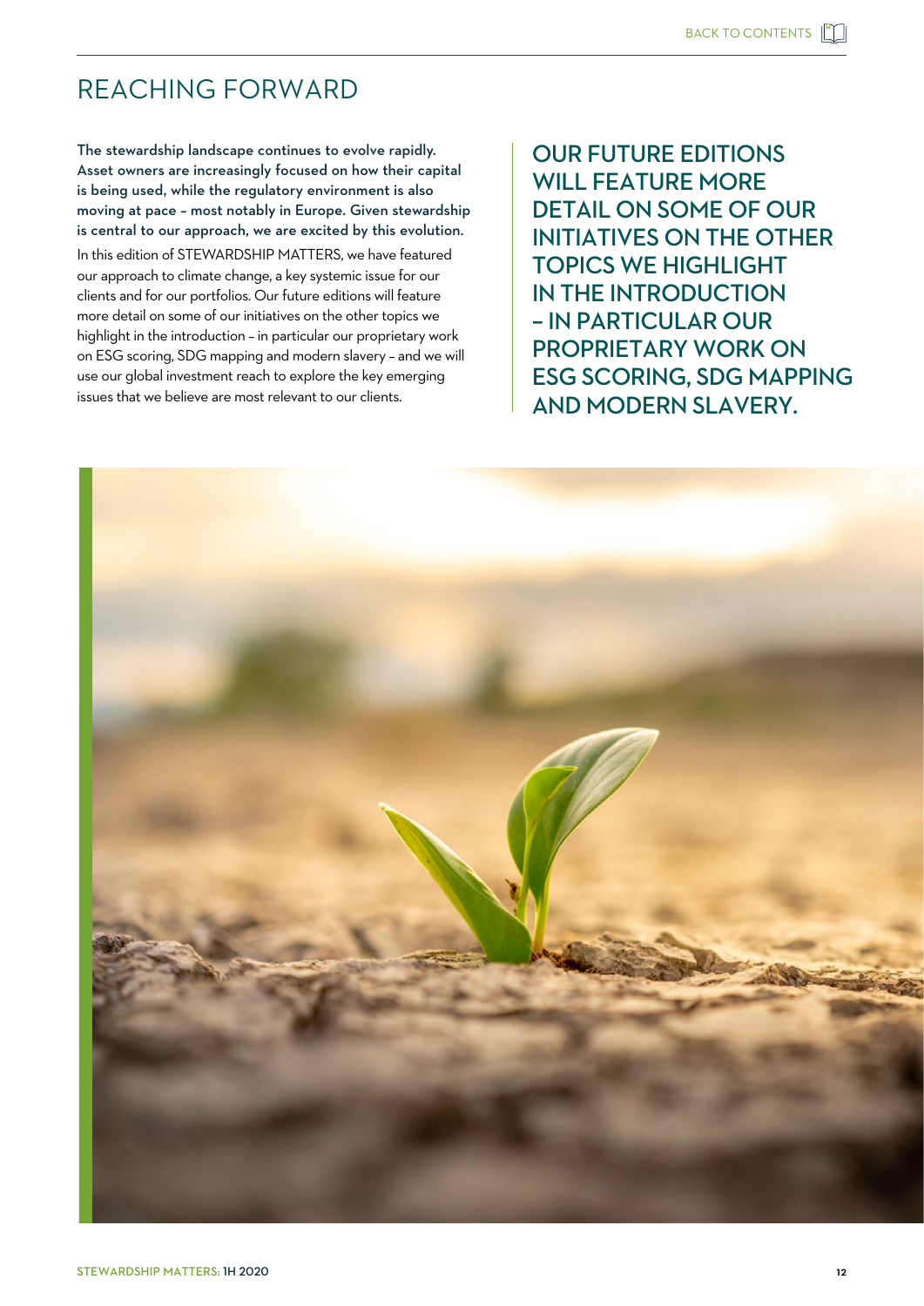# REACHING FORWARD

**The stewardship landscape continues to evolve rapidly. Asset owners are increasingly focused on how their capital is being used, while the regulatory environment is also moving at pace – most notably in Europe. Given stewardship is central to our approach, we are excited by this evolution.**

In this edition of STEWARDSHIP MATTERS, we have featured our approach to climate change, a key systemic issue for our clients and for our portfolios. Our future editions will feature more detail on some of our initiatives on the other topics we highlight in the introduction – in particular our proprietary work on ESG scoring, SDG mapping and modern slavery – and we will use our global investment reach to explore the key emerging issues that we believe are most relevant to our clients.

> OUR FUTURE EDITIONS WILL FEATURE MORE DETAIL ON SOME OF OUR INITIATIVES ON THE OTHER TOPICS WE HIGHLIGHT IN THE INTRODUCTION – IN PARTICULAR OUR PROPRIETARY WORK ON ESG SCORING, SDG MAPPING AND MODERN SLAVERY.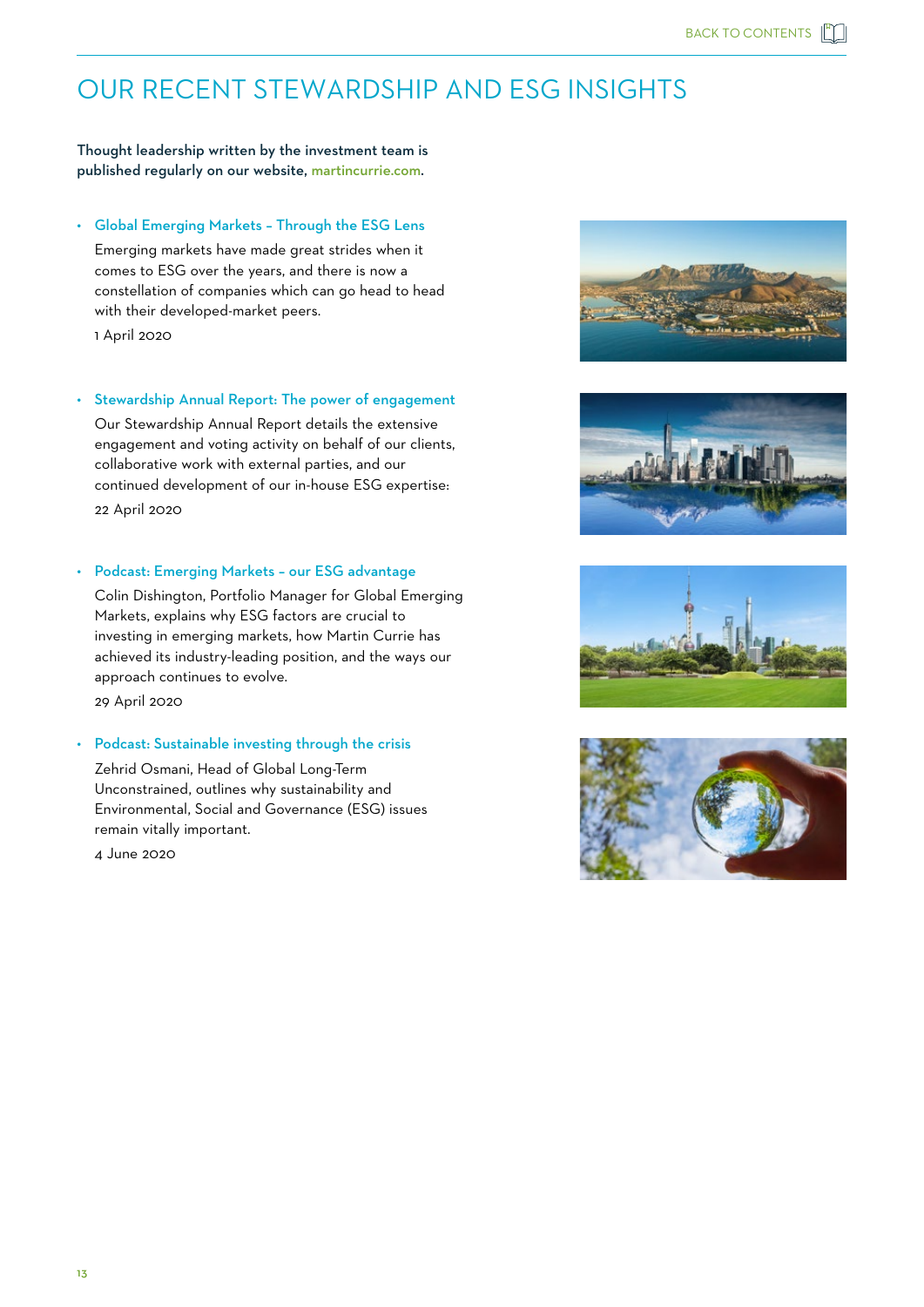# OUR RECENT STEWARDSHIP AND ESG INSIGHTS

**Thought leadership written by the investment team is published regularly on our website, martincurrie.com.**

- **Global Emerging Markets – Through the ESG Lens**

  Emerging markets have made great strides when it comes to ESG over the years, and there is now a constellation of companies which can go head to head with their developed-market peers.

  1 April 2020

- **Stewardship Annual Report: The power of engagement**

  Our Stewardship Annual Report details the extensive engagement and voting activity on behalf of our clients, collaborative work with external parties, and our continued development of our in-house ESG expertise:

  22 April 2020

- **Podcast: Emerging Markets – our ESG advantage**

  Colin Dishington, Portfolio Manager for Global Emerging Markets, explains why ESG factors are crucial to investing in emerging markets, how Martin Currie has achieved its industry-leading position, and the ways our approach continues to evolve.

  29 April 2020

- **Podcast: Sustainable investing through the crisis**

  Zehrid Osmani, Head of Global Long-Term Unconstrained, outlines why sustainability and Environmental, Social and Governance (ESG) issues remain vitally important.

  4 June 2020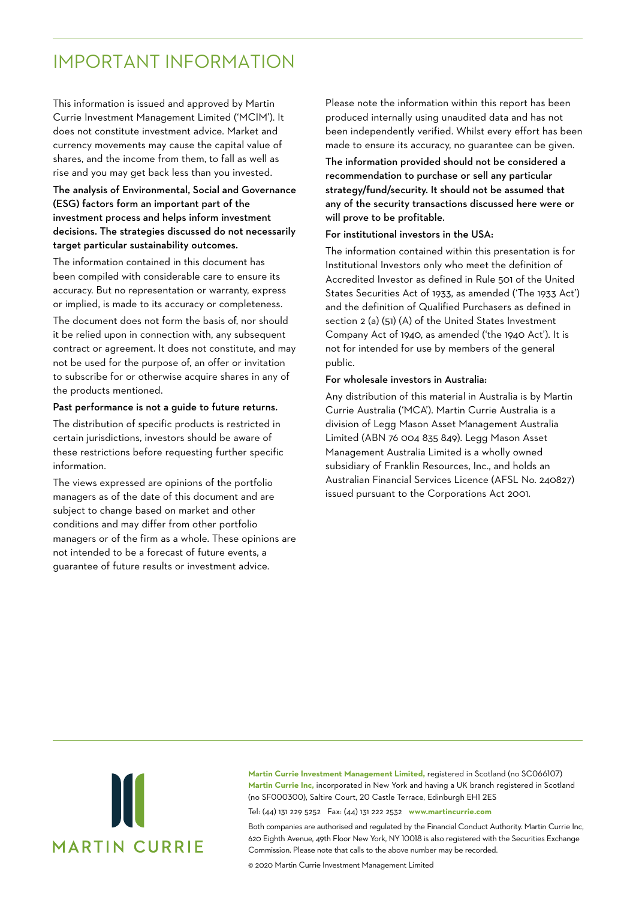# IMPORTANT INFORMATION

This information is issued and approved by Martin Currie Investment Management Limited ('MCIM'). It does not constitute investment advice. Market and currency movements may cause the capital value of shares, and the income from them, to fall as well as rise and you may get back less than you invested.

**The analysis of Environmental, Social and Governance (ESG) factors form an important part of the investment process and helps inform investment decisions. The strategies discussed do not necessarily target particular sustainability outcomes.**

The information contained in this document has been compiled with considerable care to ensure its accuracy. But no representation or warranty, express or implied, is made to its accuracy or completeness.

The document does not form the basis of, nor should it be relied upon in connection with, any subsequent contract or agreement. It does not constitute, and may not be used for the purpose of, an offer or invitation to subscribe for or otherwise acquire shares in any of the products mentioned.

**Past performance is not a guide to future returns.**

The distribution of specific products is restricted in certain jurisdictions, investors should be aware of these restrictions before requesting further specific information.

The views expressed are opinions of the portfolio managers as of the date of this document and are subject to change based on market and other conditions and may differ from other portfolio managers or of the firm as a whole. These opinions are not intended to be a forecast of future events, a guarantee of future results or investment advice.

Please note the information within this report has been produced internally using unaudited data and has not been independently verified. Whilst every effort has been made to ensure its accuracy, no guarantee can be given.

**The information provided should not be considered a recommendation to purchase or sell any particular strategy/fund/security. It should not be assumed that any of the security transactions discussed here were or will prove to be profitable.**

**For institutional investors in the USA:**

The information contained within this presentation is for Institutional Investors only who meet the definition of Accredited Investor as defined in Rule 501 of the United States Securities Act of 1933, as amended ('The 1933 Act') and the definition of Qualified Purchasers as defined in section 2 (a) (51) (A) of the United States Investment Company Act of 1940, as amended ('the 1940 Act'). It is not for intended for use by members of the general public.

**For wholesale investors in Australia:**

Any distribution of this material in Australia is by Martin Currie Australia ('MCA'). Martin Currie Australia is a division of Legg Mason Asset Management Australia Limited (ABN 76 004 835 849). Legg Mason Asset Management Australia Limited is a wholly owned subsidiary of Franklin Resources, Inc., and holds an Australian Financial Services Licence (AFSL No. 240827) issued pursuant to the Corporations Act 2001.

MARTIN CURRIE

**Martin Currie Investment Management Limited,** registered in Scotland (no SC066107)
**Martin Currie Inc,** incorporated in New York and having a UK branch registered in Scotland (no SF000300), Saltire Court, 20 Castle Terrace, Edinburgh EH1 2ES

Tel: (44) 131 229 5252 Fax: (44) 131 222 2532 **www.martincurrie.com**

Both companies are authorised and regulated by the Financial Conduct Authority. Martin Currie Inc, 620 Eighth Avenue, 49th Floor New York, NY 10018 is also registered with the Securities Exchange Commission. Please note that calls to the above number may be recorded.

© 2020 Martin Currie Investment Management Limited